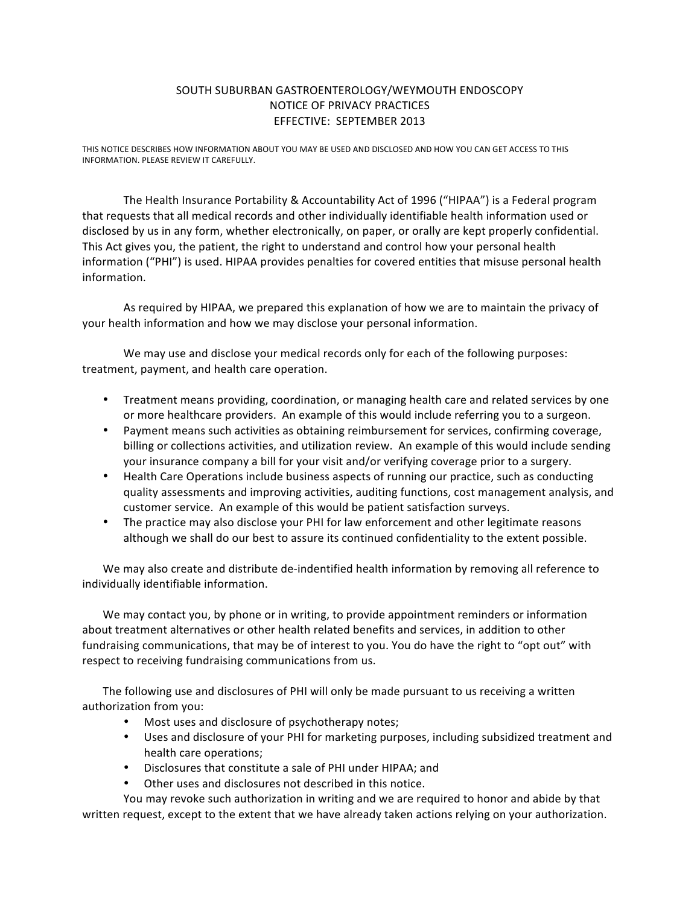# SOUTH SUBURBAN GASTROENTEROLOGY/WEYMOUTH ENDOSCOPY
## NOTICE OF PRIVACY PRACTICES
### EFFECTIVE: SEPTEMBER 2013

THIS NOTICE DESCRIBES HOW INFORMATION ABOUT YOU MAY BE USED AND DISCLOSED AND HOW YOU CAN GET ACCESS TO THIS INFORMATION. PLEASE REVIEW IT CAREFULLY.

The Health Insurance Portability & Accountability Act of 1996 ("HIPAA") is a Federal program that requests that all medical records and other individually identifiable health information used or disclosed by us in any form, whether electronically, on paper, or orally are kept properly confidential. This Act gives you, the patient, the right to understand and control how your personal health information ("PHI") is used. HIPAA provides penalties for covered entities that misuse personal health information.

As required by HIPAA, we prepared this explanation of how we are to maintain the privacy of your health information and how we may disclose your personal information.

We may use and disclose your medical records only for each of the following purposes: treatment, payment, and health care operation.

- Treatment means providing, coordination, or managing health care and related services by one or more healthcare providers. An example of this would include referring you to a surgeon.
- Payment means such activities as obtaining reimbursement for services, confirming coverage, billing or collections activities, and utilization review. An example of this would include sending your insurance company a bill for your visit and/or verifying coverage prior to a surgery.
- Health Care Operations include business aspects of running our practice, such as conducting quality assessments and improving activities, auditing functions, cost management analysis, and customer service. An example of this would be patient satisfaction surveys.
- The practice may also disclose your PHI for law enforcement and other legitimate reasons although we shall do our best to assure its continued confidentiality to the extent possible.

We may also create and distribute de-indentified health information by removing all reference to individually identifiable information.

We may contact you, by phone or in writing, to provide appointment reminders or information about treatment alternatives or other health related benefits and services, in addition to other fundraising communications, that may be of interest to you. You do have the right to "opt out" with respect to receiving fundraising communications from us.

The following use and disclosures of PHI will only be made pursuant to us receiving a written authorization from you:

- Most uses and disclosure of psychotherapy notes;
- Uses and disclosure of your PHI for marketing purposes, including subsidized treatment and health care operations;
- Disclosures that constitute a sale of PHI under HIPAA; and
- Other uses and disclosures not described in this notice.

You may revoke such authorization in writing and we are required to honor and abide by that written request, except to the extent that we have already taken actions relying on your authorization.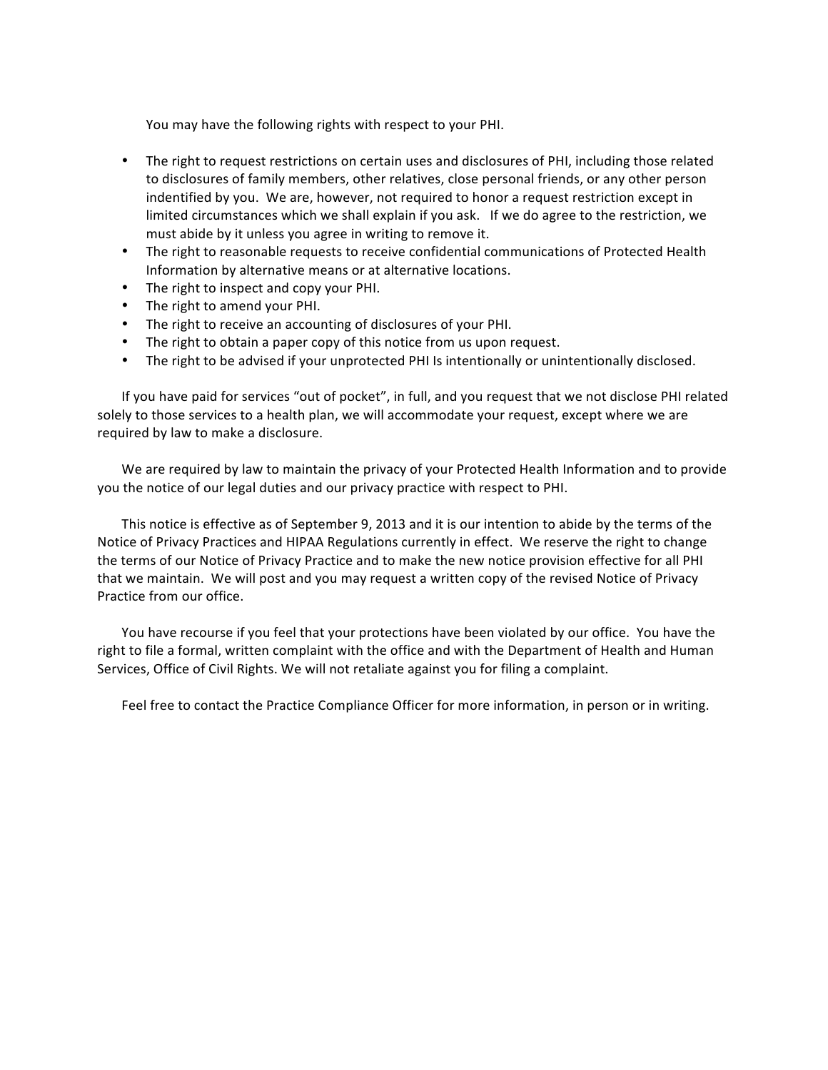You may have the following rights with respect to your PHI.

- The right to request restrictions on certain uses and disclosures of PHI, including those related to disclosures of family members, other relatives, close personal friends, or any other person indentified by you. We are, however, not required to honor a request restriction except in limited circumstances which we shall explain if you ask. If we do agree to the restriction, we must abide by it unless you agree in writing to remove it.
- The right to reasonable requests to receive confidential communications of Protected Health Information by alternative means or at alternative locations.
- The right to inspect and copy your PHI.
- The right to amend your PHI.
- The right to receive an accounting of disclosures of your PHI.
- The right to obtain a paper copy of this notice from us upon request.
- The right to be advised if your unprotected PHI Is intentionally or unintentionally disclosed.

If you have paid for services "out of pocket", in full, and you request that we not disclose PHI related solely to those services to a health plan, we will accommodate your request, except where we are required by law to make a disclosure.

We are required by law to maintain the privacy of your Protected Health Information and to provide you the notice of our legal duties and our privacy practice with respect to PHI.

This notice is effective as of September 9, 2013 and it is our intention to abide by the terms of the Notice of Privacy Practices and HIPAA Regulations currently in effect. We reserve the right to change the terms of our Notice of Privacy Practice and to make the new notice provision effective for all PHI that we maintain. We will post and you may request a written copy of the revised Notice of Privacy Practice from our office.

You have recourse if you feel that your protections have been violated by our office. You have the right to file a formal, written complaint with the office and with the Department of Health and Human Services, Office of Civil Rights. We will not retaliate against you for filing a complaint.

Feel free to contact the Practice Compliance Officer for more information, in person or in writing.